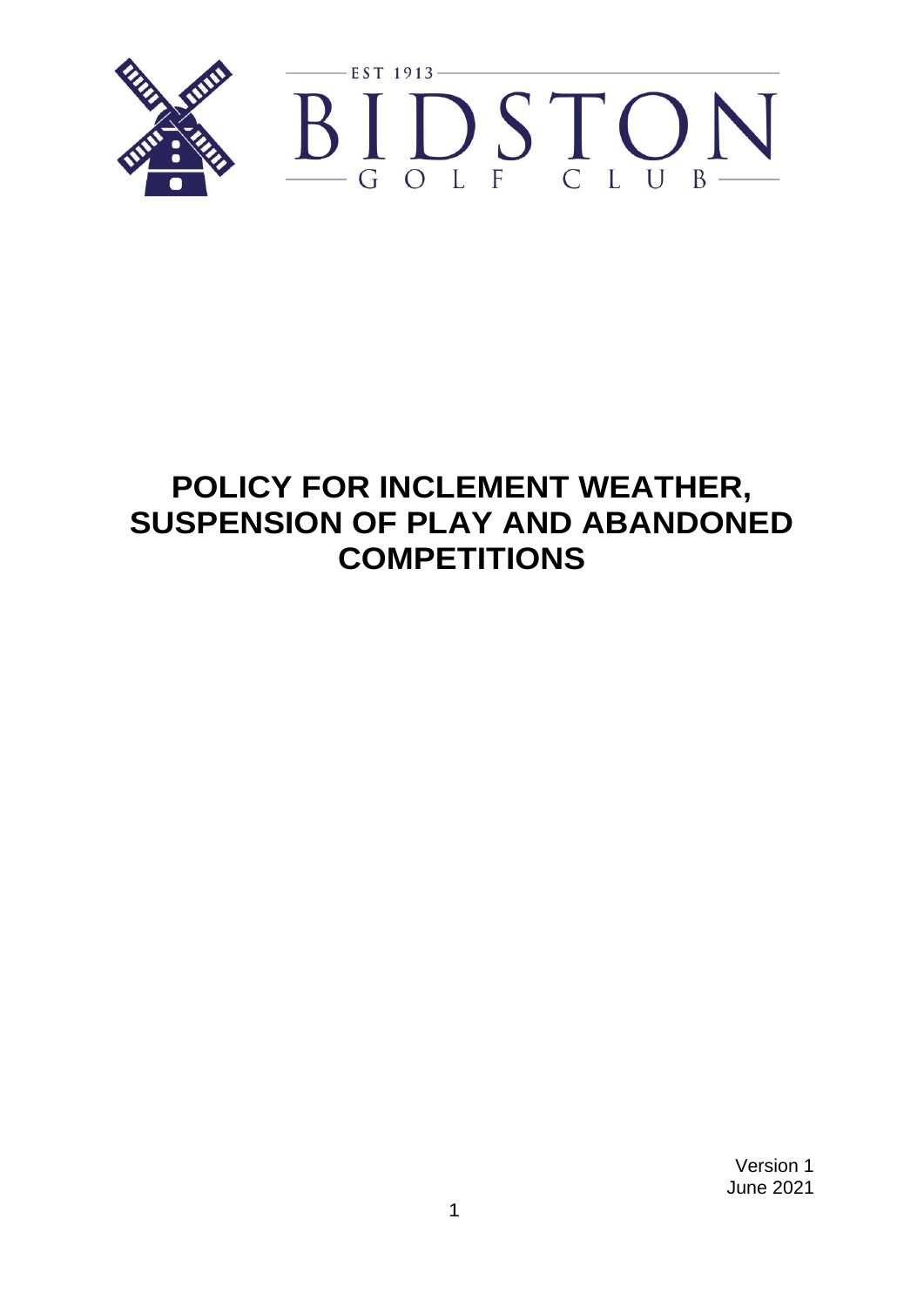EST 1913

BIDSTON

GOLF CLUB

# POLICY FOR INCLEMENT WEATHER, SUSPENSION OF PLAY AND ABANDONED COMPETITIONS

Version 1
June 2021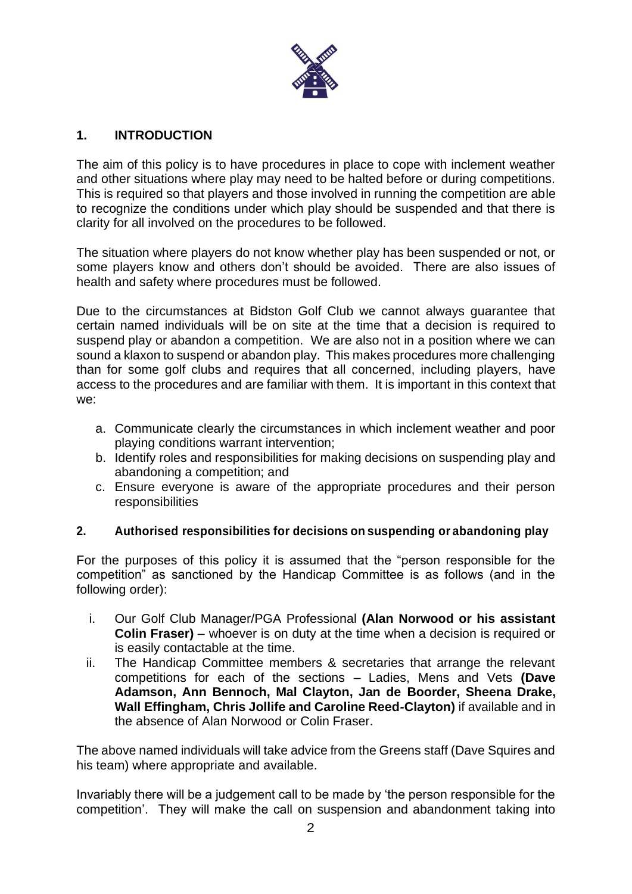## 1. INTRODUCTION

The aim of this policy is to have procedures in place to cope with inclement weather and other situations where play may need to be halted before or during competitions. This is required so that players and those involved in running the competition are able to recognize the conditions under which play should be suspended and that there is clarity for all involved on the procedures to be followed.

The situation where players do not know whether play has been suspended or not, or some players know and others don't should be avoided. There are also issues of health and safety where procedures must be followed.

Due to the circumstances at Bidston Golf Club we cannot always guarantee that certain named individuals will be on site at the time that a decision is required to suspend play or abandon a competition. We are also not in a position where we can sound a klaxon to suspend or abandon play. This makes procedures more challenging than for some golf clubs and requires that all concerned, including players, have access to the procedures and are familiar with them. It is important in this context that we:

a. Communicate clearly the circumstances in which inclement weather and poor playing conditions warrant intervention;
b. Identify roles and responsibilities for making decisions on suspending play and abandoning a competition; and
c. Ensure everyone is aware of the appropriate procedures and their person responsibilities

## 2. Authorised responsibilities for decisions on suspending or abandoning play

For the purposes of this policy it is assumed that the "person responsible for the competition" as sanctioned by the Handicap Committee is as follows (and in the following order):

i. Our Golf Club Manager/PGA Professional **(Alan Norwood or his assistant Colin Fraser)** – whoever is on duty at the time when a decision is required or is easily contactable at the time.
ii. The Handicap Committee members & secretaries that arrange the relevant competitions for each of the sections – Ladies, Mens and Vets **(Dave Adamson, Ann Bennoch, Mal Clayton, Jan de Boorder, Sheena Drake, Wall Effingham, Chris Jollife and Caroline Reed-Clayton)** if available and in the absence of Alan Norwood or Colin Fraser.

The above named individuals will take advice from the Greens staff (Dave Squires and his team) where appropriate and available.

Invariably there will be a judgement call to be made by 'the person responsible for the competition'. They will make the call on suspension and abandonment taking into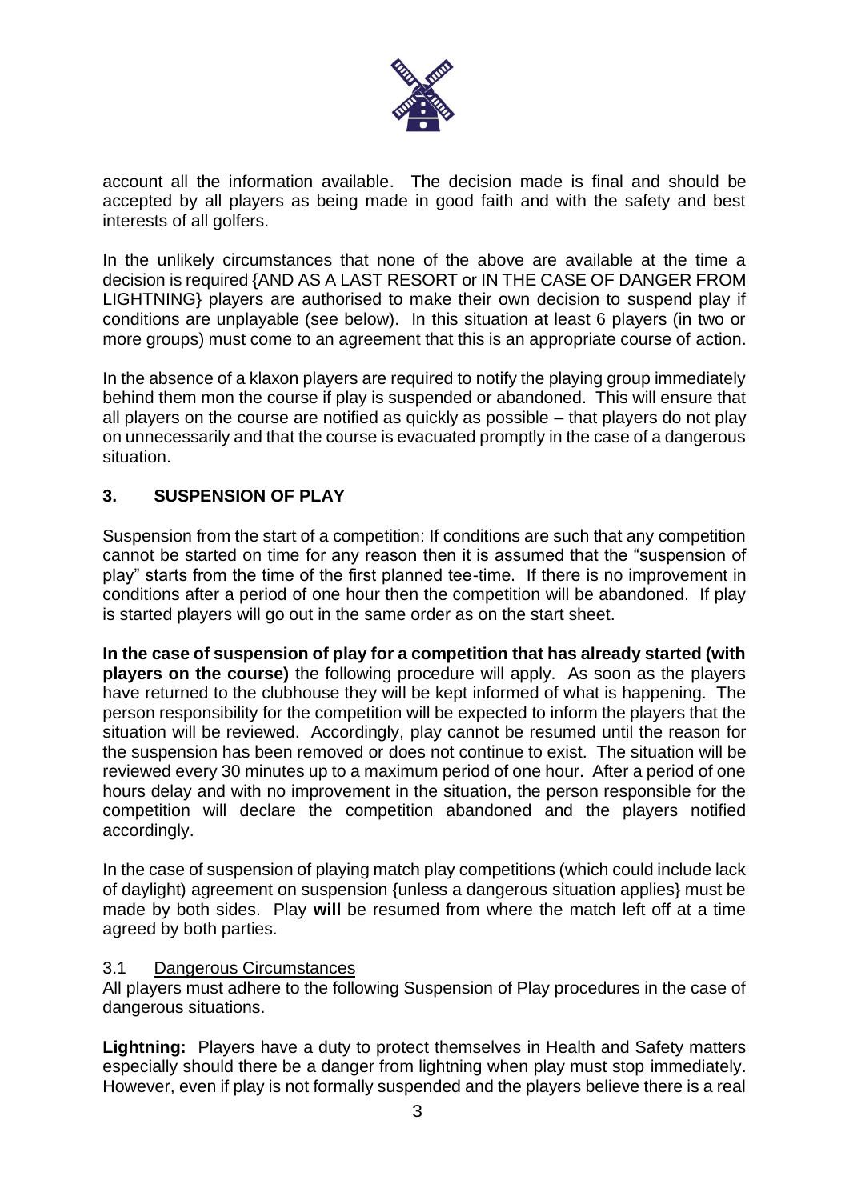account all the information available. The decision made is final and should be accepted by all players as being made in good faith and with the safety and best interests of all golfers.

In the unlikely circumstances that none of the above are available at the time a decision is required {AND AS A LAST RESORT or IN THE CASE OF DANGER FROM LIGHTNING} players are authorised to make their own decision to suspend play if conditions are unplayable (see below). In this situation at least 6 players (in two or more groups) must come to an agreement that this is an appropriate course of action.

In the absence of a klaxon players are required to notify the playing group immediately behind them mon the course if play is suspended or abandoned. This will ensure that all players on the course are notified as quickly as possible – that players do not play on unnecessarily and that the course is evacuated promptly in the case of a dangerous situation.

## 3. SUSPENSION OF PLAY

Suspension from the start of a competition: If conditions are such that any competition cannot be started on time for any reason then it is assumed that the "suspension of play" starts from the time of the first planned tee-time. If there is no improvement in conditions after a period of one hour then the competition will be abandoned. If play is started players will go out in the same order as on the start sheet.

**In the case of suspension of play for a competition that has already started (with players on the course)** the following procedure will apply. As soon as the players have returned to the clubhouse they will be kept informed of what is happening. The person responsibility for the competition will be expected to inform the players that the situation will be reviewed. Accordingly, play cannot be resumed until the reason for the suspension has been removed or does not continue to exist. The situation will be reviewed every 30 minutes up to a maximum period of one hour. After a period of one hours delay and with no improvement in the situation, the person responsible for the competition will declare the competition abandoned and the players notified accordingly.

In the case of suspension of playing match play competitions (which could include lack of daylight) agreement on suspension {unless a dangerous situation applies} must be made by both sides. Play **will** be resumed from where the match left off at a time agreed by both parties.

### 3.1 Dangerous Circumstances

All players must adhere to the following Suspension of Play procedures in the case of dangerous situations.

**Lightning:** Players have a duty to protect themselves in Health and Safety matters especially should there be a danger from lightning when play must stop immediately. However, even if play is not formally suspended and the players believe there is a real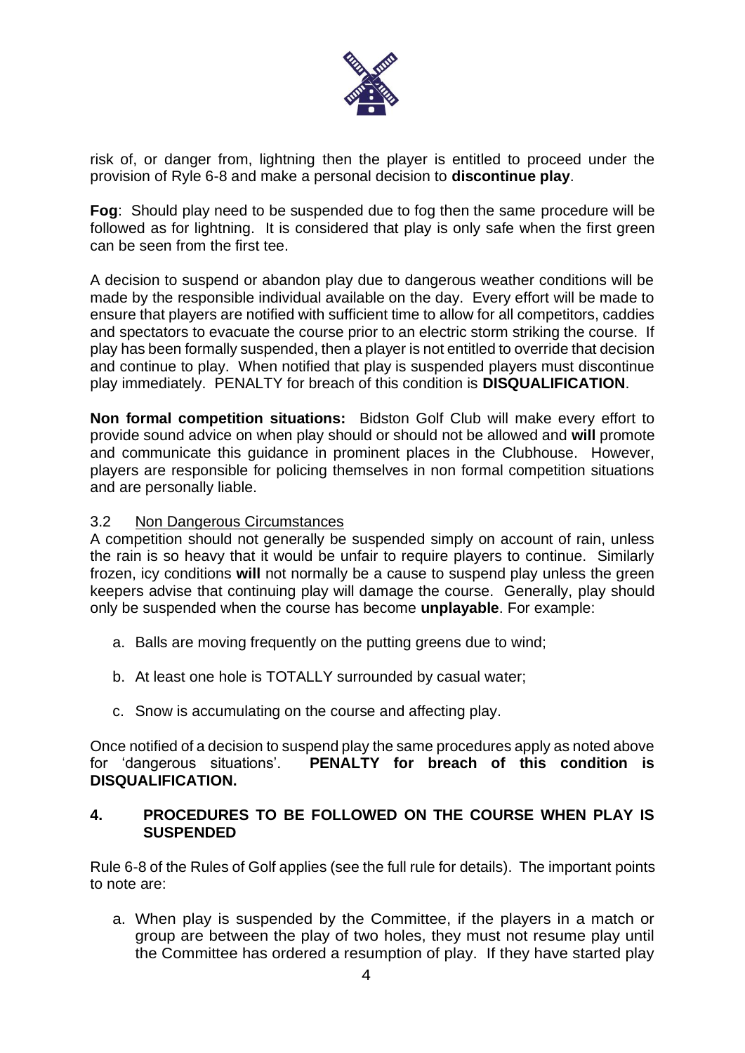risk of, or danger from, lightning then the player is entitled to proceed under the provision of Ryle 6-8 and make a personal decision to **discontinue play**.

**Fog**: Should play need to be suspended due to fog then the same procedure will be followed as for lightning. It is considered that play is only safe when the first green can be seen from the first tee.

A decision to suspend or abandon play due to dangerous weather conditions will be made by the responsible individual available on the day. Every effort will be made to ensure that players are notified with sufficient time to allow for all competitors, caddies and spectators to evacuate the course prior to an electric storm striking the course. If play has been formally suspended, then a player is not entitled to override that decision and continue to play. When notified that play is suspended players must discontinue play immediately. PENALTY for breach of this condition is **DISQUALIFICATION**.

**Non formal competition situations:** Bidston Golf Club will make every effort to provide sound advice on when play should or should not be allowed and **will** promote and communicate this guidance in prominent places in the Clubhouse. However, players are responsible for policing themselves in non formal competition situations and are personally liable.

### 3.2 Non Dangerous Circumstances

A competition should not generally be suspended simply on account of rain, unless the rain is so heavy that it would be unfair to require players to continue. Similarly frozen, icy conditions **will** not normally be a cause to suspend play unless the green keepers advise that continuing play will damage the course. Generally, play should only be suspended when the course has become **unplayable**. For example:

a. Balls are moving frequently on the putting greens due to wind;

b. At least one hole is TOTALLY surrounded by casual water;

c. Snow is accumulating on the course and affecting play.

Once notified of a decision to suspend play the same procedures apply as noted above for 'dangerous situations'. **PENALTY for breach of this condition is DISQUALIFICATION.**

## 4. PROCEDURES TO BE FOLLOWED ON THE COURSE WHEN PLAY IS SUSPENDED

Rule 6-8 of the Rules of Golf applies (see the full rule for details). The important points to note are:

a. When play is suspended by the Committee, if the players in a match or group are between the play of two holes, they must not resume play until the Committee has ordered a resumption of play. If they have started play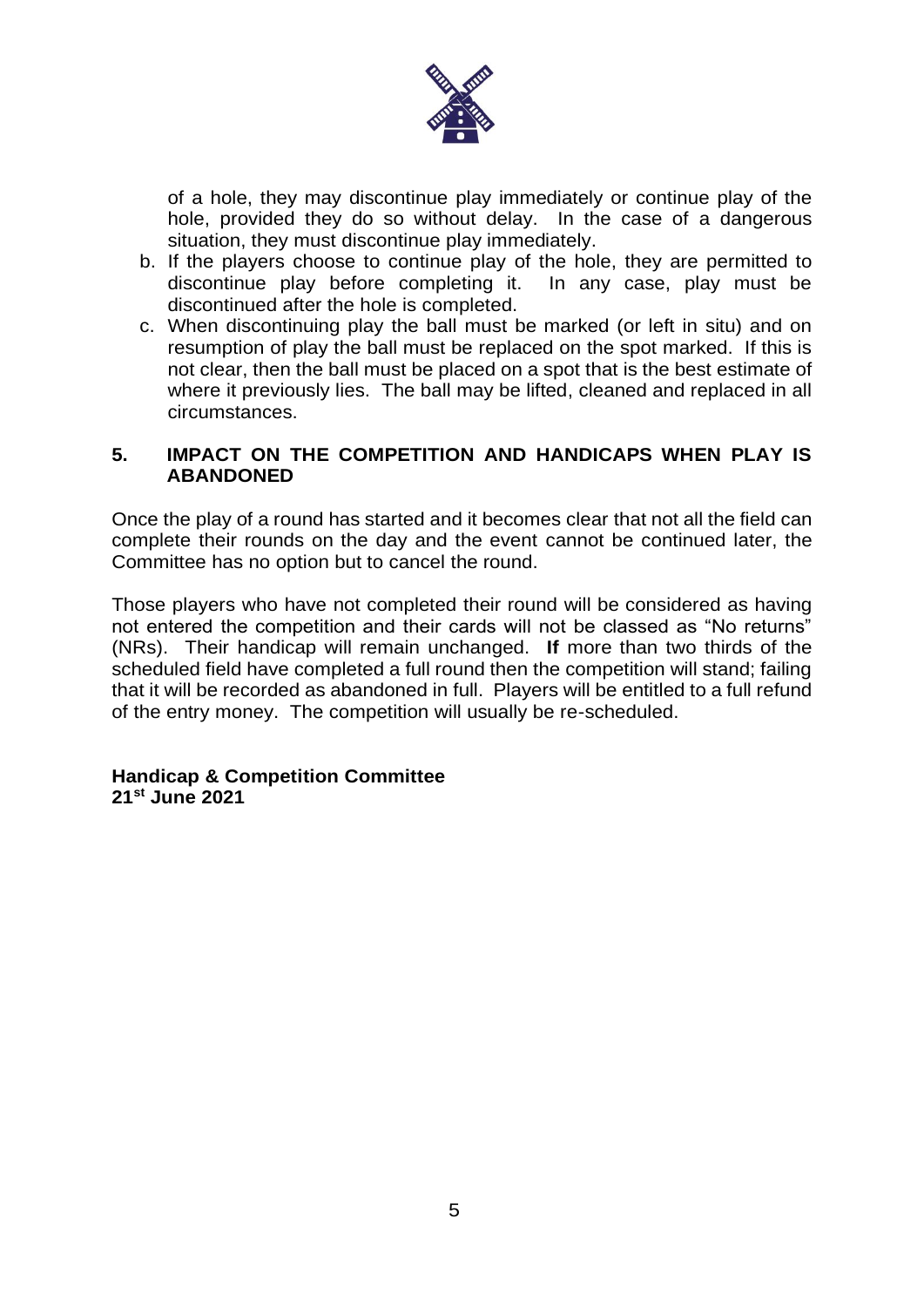of a hole, they may discontinue play immediately or continue play of the hole, provided they do so without delay. In the case of a dangerous situation, they must discontinue play immediately.

b. If the players choose to continue play of the hole, they are permitted to discontinue play before completing it. In any case, play must be discontinued after the hole is completed.
c. When discontinuing play the ball must be marked (or left in situ) and on resumption of play the ball must be replaced on the spot marked. If this is not clear, then the ball must be placed on a spot that is the best estimate of where it previously lies. The ball may be lifted, cleaned and replaced in all circumstances.

## 5. IMPACT ON THE COMPETITION AND HANDICAPS WHEN PLAY IS ABANDONED

Once the play of a round has started and it becomes clear that not all the field can complete their rounds on the day and the event cannot be continued later, the Committee has no option but to cancel the round.

Those players who have not completed their round will be considered as having not entered the competition and their cards will not be classed as "No returns" (NRs). Their handicap will remain unchanged. **If** more than two thirds of the scheduled field have completed a full round then the competition will stand; failing that it will be recorded as abandoned in full. Players will be entitled to a full refund of the entry money. The competition will usually be re-scheduled.

**Handicap & Competition Committee**
**21st June 2021**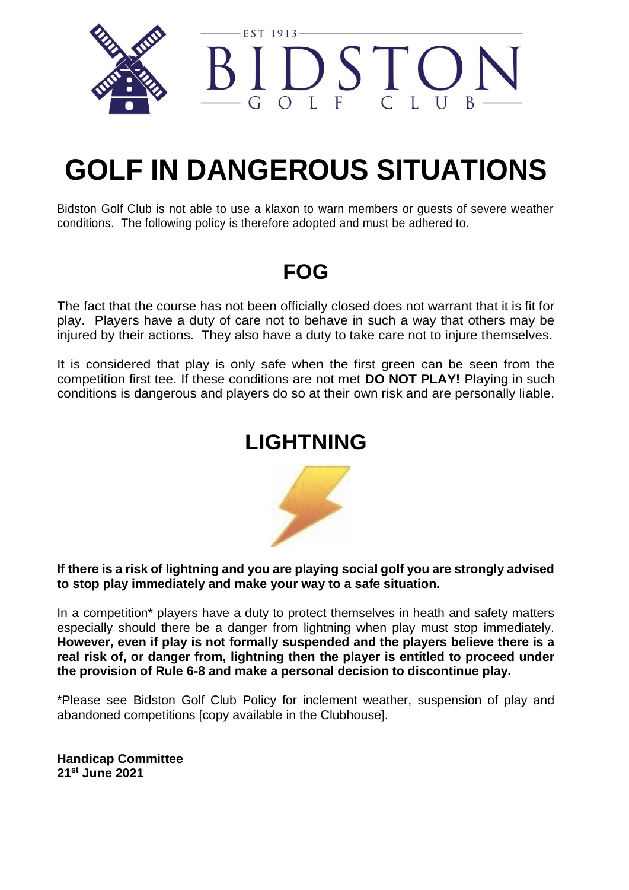EST 1913

BIDSTON

GOLF CLUB

# GOLF IN DANGEROUS SITUATIONS

Bidston Golf Club is not able to use a klaxon to warn members or guests of severe weather conditions. The following policy is therefore adopted and must be adhered to.

## FOG

The fact that the course has not been officially closed does not warrant that it is fit for play. Players have a duty of care not to behave in such a way that others may be injured by their actions. They also have a duty to take care not to injure themselves.

It is considered that play is only safe when the first green can be seen from the competition first tee. If these conditions are not met **DO NOT PLAY!** Playing in such conditions is dangerous and players do so at their own risk and are personally liable.

## LIGHTNING

**If there is a risk of lightning and you are playing social golf you are strongly advised to stop play immediately and make your way to a safe situation.**

In a competition* players have a duty to protect themselves in heath and safety matters especially should there be a danger from lightning when play must stop immediately. **However, even if play is not formally suspended and the players believe there is a real risk of, or danger from, lightning then the player is entitled to proceed under the provision of Rule 6-8 and make a personal decision to discontinue play.**

*Please see Bidston Golf Club Policy for inclement weather, suspension of play and abandoned competitions [copy available in the Clubhouse].

**Handicap Committee**
**21st June 2021**